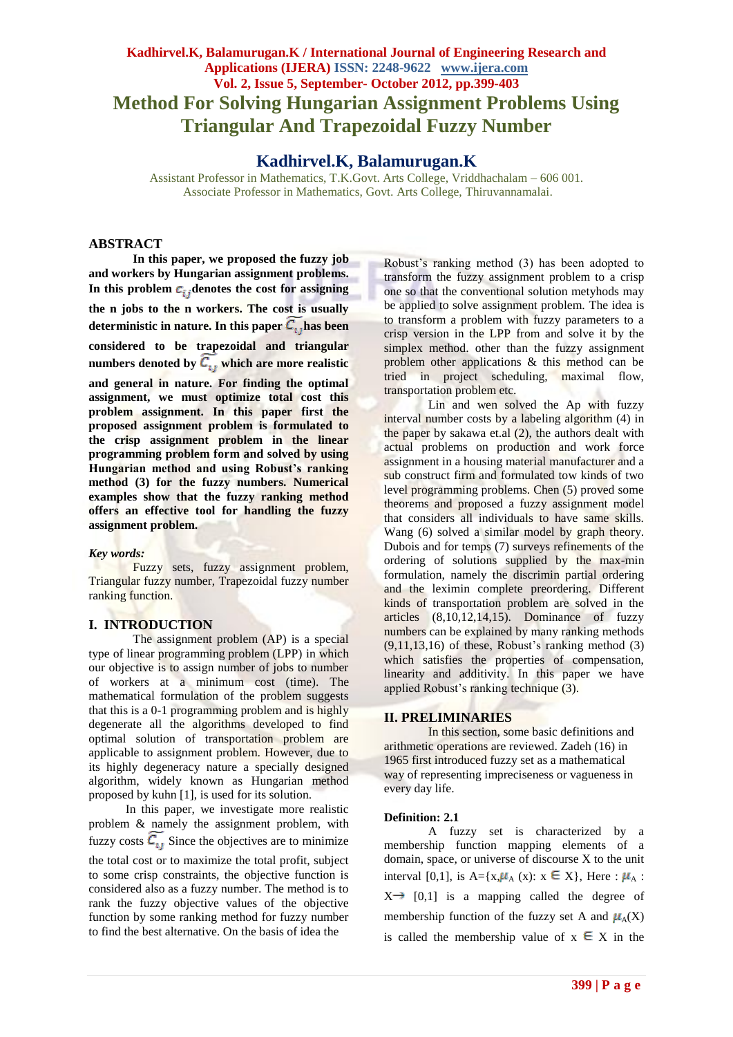# Method For Solving Hungarian Assignment Problems Using Triangular And Trapezoidal Fuzzy Number

## Kadhirvel.K, Balamurugan.K

Assistant Professor in Mathematics, T.K.Govt. Arts College, Vriddhachalam – 606 001.
Associate Professor in Mathematics, Govt. Arts College, Thiruvannamalai.

## ABSTRACT

**In this paper, we proposed the fuzzy job and workers by Hungarian assignment problems. In this problem $c_{ij}$ denotes the cost for assigning the n jobs to the n workers. The cost is usually deterministic in nature. In this paper $\widetilde{C}_{ij}$ has been considered to be trapezoidal and triangular numbers denoted by $\widetilde{C}_{ij}$ which are more realistic and general in nature. For finding the optimal assignment, we must optimize total cost this problem assignment. In this paper first the proposed assignment problem is formulated to the crisp assignment problem in the linear programming problem form and solved by using Hungarian method and using Robust's ranking method (3) for the fuzzy numbers. Numerical examples show that the fuzzy ranking method offers an effective tool for handling the fuzzy assignment problem.**

***Key words:*** Fuzzy sets, fuzzy assignment problem, Triangular fuzzy number, Trapezoidal fuzzy number ranking function.

## I. INTRODUCTION

The assignment problem (AP) is a special type of linear programming problem (LPP) in which our objective is to assign number of jobs to number of workers at a minimum cost (time). The mathematical formulation of the problem suggests that this is a 0-1 programming problem and is highly degenerate all the algorithms developed to find optimal solution of transportation problem are applicable to assignment problem. However, due to its highly degeneracy nature a specially designed algorithm, widely known as Hungarian method proposed by kuhn [1], is used for its solution.

In this paper, we investigate more realistic problem & namely the assignment problem, with fuzzy costs $\widetilde{C}_{ij}$ Since the objectives are to minimize the total cost or to maximize the total profit, subject to some crisp constraints, the objective function is considered also as a fuzzy number. The method is to rank the fuzzy objective values of the objective function by some ranking method for fuzzy number to find the best alternative. On the basis of idea the Robust's ranking method (3) has been adopted to transform the fuzzy assignment problem to a crisp one so that the conventional solution metyhods may be applied to solve assignment problem. The idea is to transform a problem with fuzzy parameters to a crisp version in the LPP from and solve it by the simplex method. other than the fuzzy assignment problem other applications & this method can be tried in project scheduling, maximal flow, transportation problem etc.

Lin and wen solved the Ap with fuzzy interval number costs by a labeling algorithm (4) in the paper by sakawa et.al (2), the authors dealt with actual problems on production and work force assignment in a housing material manufacturer and a sub construct firm and formulated tow kinds of two level programming problems. Chen (5) proved some theorems and proposed a fuzzy assignment model that considers all individuals to have same skills. Wang (6) solved a similar model by graph theory. Dubois and for temps (7) surveys refinements of the ordering of solutions supplied by the max-min formulation, namely the discrimin partial ordering and the leximin complete preordering. Different kinds of transportation problem are solved in the articles (8,10,12,14,15). Dominance of fuzzy numbers can be explained by many ranking methods (9,11,13,16) of these, Robust's ranking method (3) which satisfies the properties of compensation, linearity and additivity. In this paper we have applied Robust's ranking technique (3).

## II. PRELIMINARIES

In this section, some basic definitions and arithmetic operations are reviewed. Zadeh (16) in 1965 first introduced fuzzy set as a mathematical way of representing impreciseness or vagueness in every day life.

### Definition: 2.1

A fuzzy set is characterized by a membership function mapping elements of a domain, space, or universe of discourse X to the unit interval [0,1], is A={x,$\mu_A$ (x): x $\in$ X}, Here : $\mu_A$ : X$\rightarrow$ [0,1] is a mapping called the degree of membership function of the fuzzy set A and $\mu_A$(X) is called the membership value of x $\in$ X in the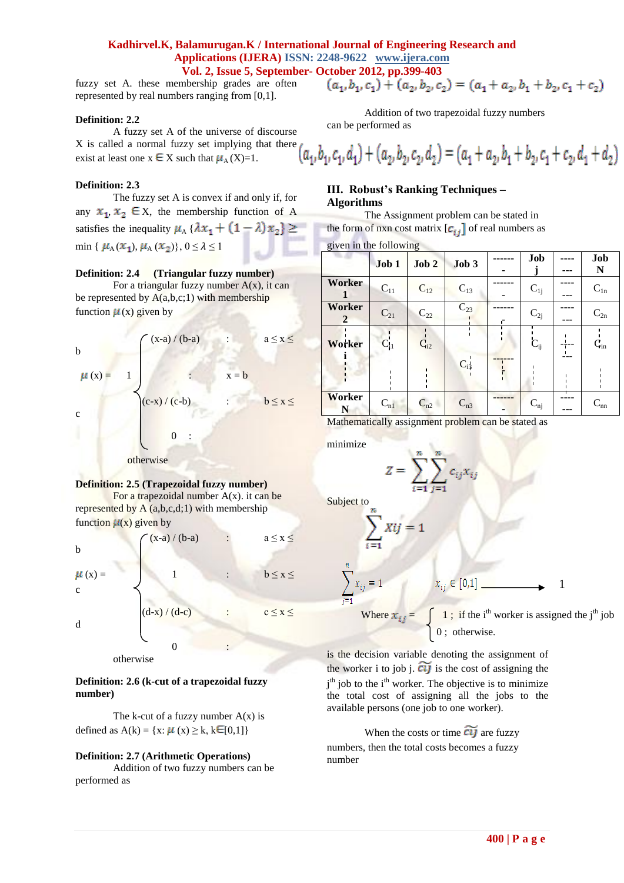fuzzy set A. these membership grades are often represented by real numbers ranging from [0,1].

**Definition: 2.2**

A fuzzy set A of the universe of discourse X is called a normal fuzzy set implying that there exist at least one x ∈ X such that $\mu_A$ (X)=1.

**Definition: 2.3**

The fuzzy set A is convex if and only if, for any $x_1, x_2 \in X$, the membership function of A satisfies the inequality $\mu_A \{\lambda x_1 + (1-\lambda)x_2\} \geq \min\{\mu_A(x_1), \mu_A(x_2)\}$, $0 \leq \lambda \leq 1$

**Definition: 2.4 (Triangular fuzzy number)**

For a triangular fuzzy number A(x), it can be represented by A(a,b,c;1) with membership function $\mu$(x) given by

$$\mu(x) = \begin{cases} (x-a)/(b-a) & : a \leq x \leq b \\ 1 & : x = b \\ (c-x)/(c-b) & : b \leq x \leq c \\ 0 & : \text{otherwise} \end{cases}$$

**Definition: 2.5 (Trapezoidal fuzzy number)**

For a trapezoidal fuzzy number A(x). it can be represented by A (a,b,c,d;1) with membership function $\mu$(x) given by

$$\mu(x) = \begin{cases} (x-a)/(b-a) & : a \leq x \leq b \\ 1 & : b \leq x \leq c \\ (d-x)/(d-c) & : c \leq x \leq d \\ 0 & : \text{otherwise} \end{cases}$$

**Definition: 2.6 (k-cut of a trapezoidal fuzzy number)**

The k-cut of a fuzzy number A(x) is defined as A(k) = {x: $\mu$ (x) ≥ k, k∈[0,1]}

**Definition: 2.7 (Arithmetic Operations)**

Addition of two fuzzy numbers can be performed as

$$(a_1, b_1, c_1) + (a_2, b_2, c_2) = (a_1 + a_2, b_1 + b_2, c_1 + c_2)$$

Addition of two trapezoidal fuzzy numbers can be performed as

$$(a_1, b_1, c_1, d_1) + (a_2, b_2, c_2, d_2) = (a_1 + a_2, b_1 + b_2, c_1 + c_2, d_1 + d_2)$$

## III. Robust's Ranking Techniques – Algorithms

The Assignment problem can be stated in the form of nxn cost matrix $[c_{ij}]$ of real numbers as given in the following

| | Job 1 | Job 2 | Job 3 | ------- | Job j | ---- | Job N |
|---|---|---|---|---|---|---|---|
| Worker 1 | $C_{11}$ | $C_{12}$ | $C_{13}$ | ------- | $C_{1j}$ | ---- | $C_{1n}$ |
| Worker 2 | $C_{21}$ | $C_{22}$ | $C_{23}$ | ------ | $C_{2j}$ | ---- | $C_{2n}$ |
| Worker i | $C_{i1}$ | $C_{i2}$ | $C_{i3}$ | ------ | $C_{ij}$ | ---- | $C_{in}$ |
| Worker N | $C_{n1}$ | $C_{n2}$ | $C_{n3}$ | ------- | $C_{nj}$ | ---- | $C_{nn}$ |

Mathematically assignment problem can be stated as

minimize

$$Z = \sum_{i=1}^{n} \sum_{j=1}^{n} c_{ij} x_{ij}$$

Subject to

$$\sum_{i=1}^{n} x_{ij} = 1$$

$$\sum_{j=1}^{n} x_{ij} = 1 \qquad x_{ij} \in [0,1] \longrightarrow 1$$

Where $x_{ij} = \begin{cases} 1\ ; & \text{if the } i^{th} \text{ worker is assigned the } j^{th} \text{ job} \\ 0\ ; & \text{otherwise.} \end{cases}$

is the decision variable denoting the assignment of the worker i to job j. $\tilde{c}_{ij}$ is the cost of assigning the $j^{th}$ job to the $i^{th}$ worker. The objective is to minimize the total cost of assigning all the jobs to the available persons (one job to one worker).

When the costs or time $\tilde{c}_{ij}$ are fuzzy numbers, then the total costs becomes a fuzzy number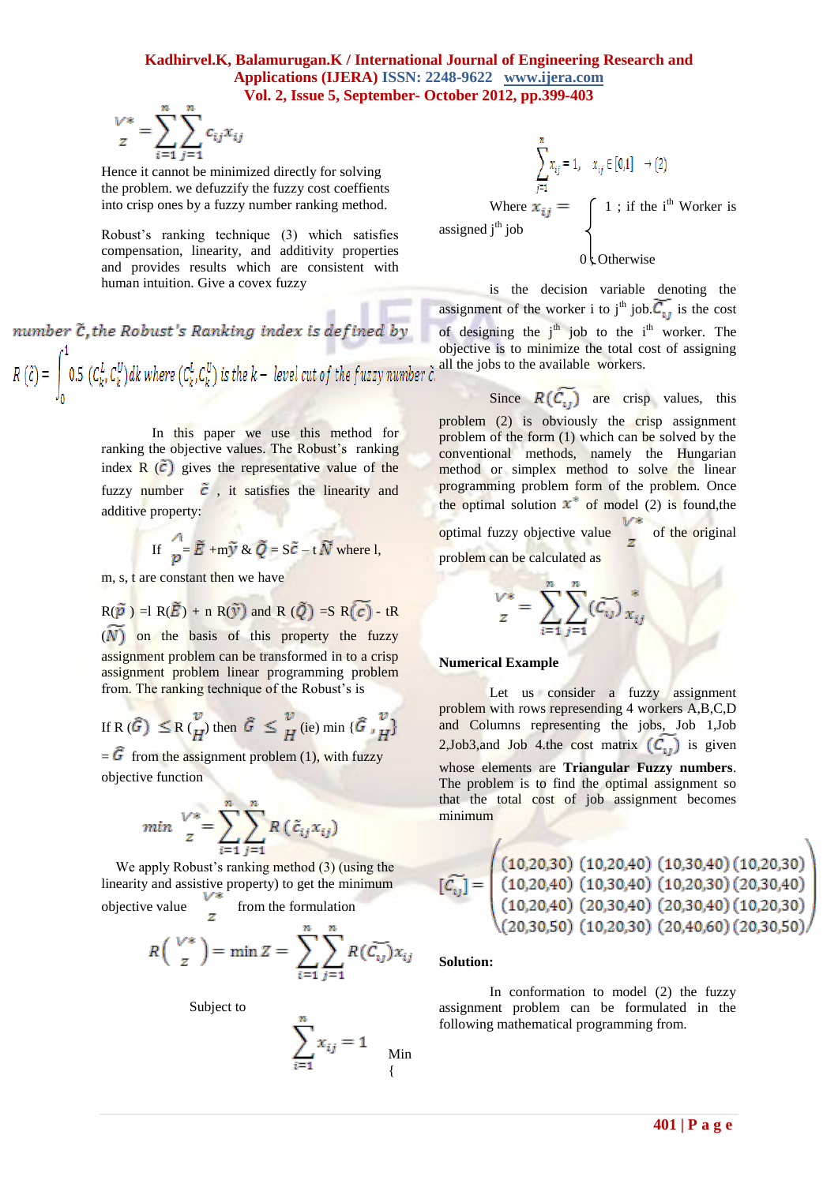$$\frac{V*}{z} = \sum_{i=1}^{n}\sum_{j=1}^{n} c_{ij} x_{ij}$$

Hence it cannot be minimized directly for solving the problem. we defuzzify the fuzzy cost coeffients into crisp ones by a fuzzy number ranking method.

Robust's ranking technique (3) which satisfies compensation, linearity, and additivity properties and provides results which are consistent with human intuition. Give a covex fuzzy

number $\tilde{c}$, the Robust's Ranking index is defined by

$$R(\tilde{c}) = \int_0^1 0.5\,(C_k^L, C_k^U)\,dk \text{ where } (C_k^L, C_k^U) \text{ is the } k-\text{level cut of the fuzzy number } \tilde{c}.$$

In this paper we use this method for ranking the objective values. The Robust's ranking index R ($\tilde{c}$) gives the representative value of the fuzzy number $\tilde{c}$, it satisfies the linearity and additive property:

If $\overset{\wedge}{p} = \tilde{E} + m\tilde{y}$ & $\tilde{Q} = S\tilde{c} - t\tilde{N}$ where l, m, s, t are constant then we have

R($\tilde{p}$) =l R($\tilde{E}$) + n R($\tilde{y}$) and R ($\tilde{Q}$) =S R($\tilde{c}$) - tR ($\tilde{N}$) on the basis of this property the fuzzy assignment problem can be transformed in to a crisp assignment problem linear programming problem from. The ranking technique of the Robust's is

If R ($\tilde{G}$) $\leq$ R ($\overset{v}{H}$) then $\tilde{G} \leq \overset{v}{H}$ (ie) min {$\tilde{G}$ , $\overset{v}{H}$} = $\tilde{G}$ from the assignment problem (1), with fuzzy objective function

$$\min \frac{V*}{z} = \sum_{i=1}^{n}\sum_{j=1}^{n} R(\tilde{c}_{ij} x_{ij})$$

We apply Robust's ranking method (3) (using the linearity and assistive property) to get the minimum objective value $\frac{V*}{z}$ from the formulation

$$R\left(\frac{V*}{z}\right) = \min Z = \sum_{i=1}^{n}\sum_{j=1}^{n} R(\tilde{C_{ij}}) x_{ij}$$

Subject to

$$\sum_{i=1}^{n} x_{ij} = 1 \qquad \text{Min } \{$$

$$\sum_{j=1}^{n} x_{ij} = 1, \quad x_{ij} \in [0,1] \quad \rightarrow (2)$$

Where $x_{ij} = \begin{cases} 1 \text{ ; if the } i^{th} \text{ Worker is assigned } j^{th} \text{ job} \\ 0 \text{ Otherwise} \end{cases}$

is the decision variable denoting the assignment of the worker i to $j^{th}$ job.$\tilde{C_{ij}}$ is the cost of designing the $j^{th}$ job to the $i^{th}$ worker. The objective is to minimize the total cost of assigning all the jobs to the available workers.

Since $R(\tilde{C_{ij}})$ are crisp values, this problem (2) is obviously the crisp assignment problem of the form (1) which can be solved by the conventional methods, namely the Hungarian method or simplex method to solve the linear programming problem form of the problem. Once the optimal solution $x^*$ of model (2) is found,the optimal fuzzy objective value $\frac{V*}{z}$ of the original problem can be calculated as

$$\frac{V*}{z} = \sum_{i=1}^{n}\sum_{j=1}^{n} (\tilde{C_{ij}})\, x_{ij}^{*}$$

**Numerical Example**

Let us consider a fuzzy assignment problem with rows representing 4 workers A,B,C,D and Columns representing the jobs, Job 1,Job 2,Job3,and Job 4.the cost matrix $(\tilde{C_{ij}})$ is given whose elements are **Triangular Fuzzy numbers**. The problem is to find the optimal assignment so that the total cost of job assignment becomes minimum

$$[\tilde{C_{ij}}] = \begin{pmatrix} (10,20,30) & (10,20,40) & (10,30,40) & (10,20,30) \\ (10,20,40) & (10,30,40) & (10,20,30) & (20,30,40) \\ (10,20,40) & (20,30,40) & (20,30,40) & (10,20,30) \\ (20,30,50) & (10,20,30) & (20,40,60) & (20,30,50) \end{pmatrix}$$

**Solution:**

In conformation to model (2) the fuzzy assignment problem can be formulated in the following mathematical programming from.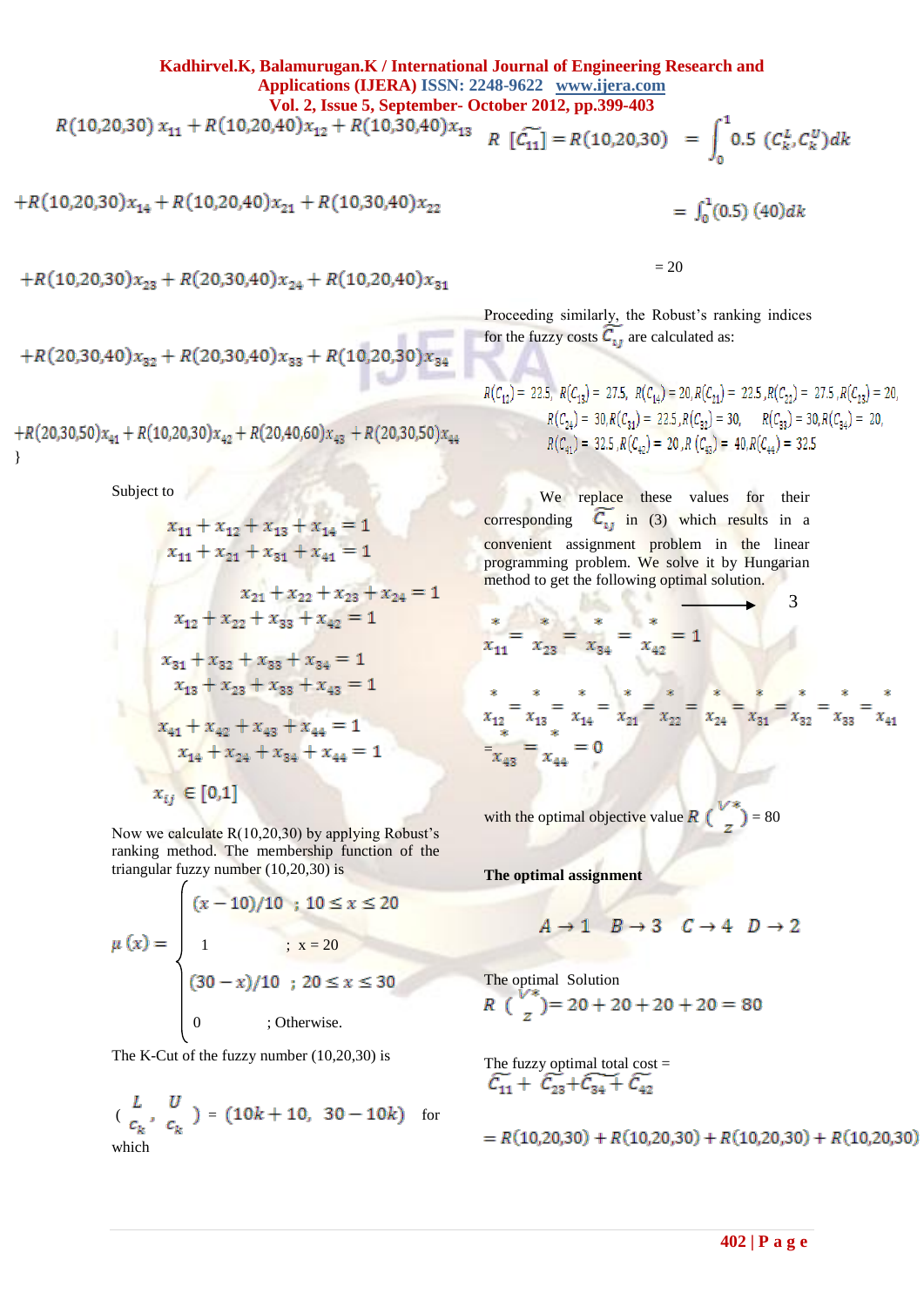$$R(10,20,30)\, x_{11} + R(10,20,40)x_{12} + R(10,30,40)x_{13}$$

$$+R(10,20,30)x_{14} + R(10,20,40)x_{21} + R(10,30,40)x_{22}$$

$$+R(10,20,30)x_{23} + R(20,30,40)x_{24} + R(10,20,40)x_{31}$$

$$+R(20,30,40)x_{32} + R(20,30,40)x_{33} + R(10,20,30)x_{34}$$

$$+R(20,30,50)x_{41} + R(10,20,30)x_{42} + R(20,40,60)x_{43} + R(20,30,50)x_{44}$$

}

Subject to

$$x_{11} + x_{12} + x_{13} + x_{14} = 1$$
$$x_{11} + x_{21} + x_{31} + x_{41} = 1$$
$$x_{21} + x_{22} + x_{23} + x_{24} = 1$$
$$x_{12} + x_{22} + x_{33} + x_{42} = 1$$
$$x_{31} + x_{32} + x_{33} + x_{34} = 1$$
$$x_{13} + x_{23} + x_{33} + x_{43} = 1$$
$$x_{41} + x_{42} + x_{43} + x_{44} = 1$$
$$x_{14} + x_{24} + x_{34} + x_{44} = 1$$

$$x_{ij} \in [0,1]$$

Now we calculate R(10,20,30) by applying Robust's ranking method. The membership function of the triangular fuzzy number (10,20,30) is

$$\mu(x) = \begin{cases} (x-10)/10 & ; 10 \le x \le 20 \\ 1 & ; x = 20 \\ (30-x)/10 & ; 20 \le x \le 30 \\ 0 & ; \text{Otherwise.} \end{cases}$$

The K-Cut of the fuzzy number (10,20,30) is

$$(c_k^L, c_k^U) = (10k+10,\ 30-10k) \quad \text{for}$$

which

$$R[\widetilde{C_{11}}] = R(10,20,30) = \int_0^1 0.5\ (C_k^L, C_k^U)dk$$

$$= \int_0^1 (0.5)\ (40)dk$$

$$= 20$$

Proceeding similarly, the Robust's ranking indices for the fuzzy costs $\widetilde{C_{ij}}$ are calculated as:

$R(C_{12}) = 22.5$, $R(C_{13}) = 27.5$, $R(C_{14}) = 20$, $R(C_{21}) = 22.5$, $R(C_{22}) = 27.5$, $R(C_{23}) = 20$, $R(C_{24}) = 30$, $R(C_{31}) = 22.5$, $R(C_{32}) = 30$, $R(C_{33}) = 30$, $R(C_{34}) = 20$, $R(C_{41}) = 32.5$, $R(C_{42}) = 20$, $R(C_{43}) = 40$, $R(C_{44}) = 32.5$

We replace these values for their corresponding $\widetilde{C_{ij}}$ in (3) which results in a convenient assignment problem in the linear programming problem. We solve it by Hungarian method to get the following optimal solution.

$$\longrightarrow \quad 3$$

$$x_{11}^* = x_{23}^* = x_{34}^* = x_{42}^* = 1$$

$$x_{12}^* = x_{13}^* = x_{14}^* = x_{21}^* = x_{22}^* = x_{24}^* = x_{31}^* = x_{32}^* = x_{33}^* = x_{41}^* = x_{43}^* = x_{44}^* = 0$$

with the optimal objective value $R(\tilde{Z}^*) = 80$

**The optimal assignment**

$$A \to 1 \quad B \to 3 \quad C \to 4 \quad D \to 2$$

The optimal Solution

$$R(\tilde{Z}^*) = 20 + 20 + 20 + 20 = 80$$

The fuzzy optimal total cost =

$$\widetilde{C_{11}} + \widetilde{C_{23}} + \widetilde{C_{34}} + \widetilde{C_{42}}$$

$$= R(10,20,30) + R(10,20,30) + R(10,20,30) + R(10,20,30)$$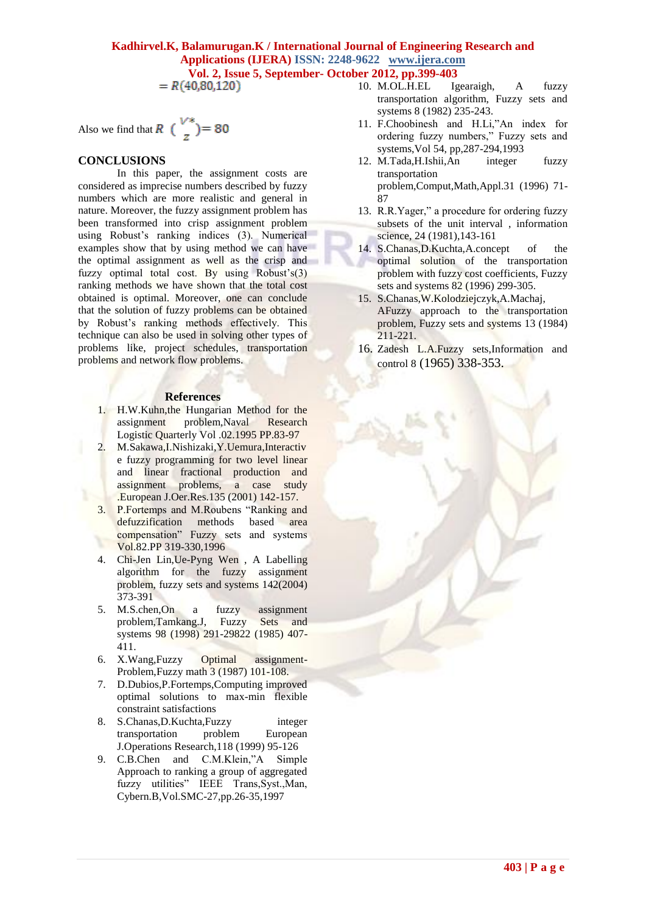$= R(40,80,120)$

Also we find that $R\left(\begin{smallmatrix} V* \\ z \end{smallmatrix}\right) = 80$

## CONCLUSIONS

In this paper, the assignment costs are considered as imprecise numbers described by fuzzy numbers which are more realistic and general in nature. Moreover, the fuzzy assignment problem has been transformed into crisp assignment problem using Robust's ranking indices (3). Numerical examples show that by using method we can have the optimal assignment as well as the crisp and fuzzy optimal total cost. By using Robust's(3) ranking methods we have shown that the total cost obtained is optimal. Moreover, one can conclude that the solution of fuzzy problems can be obtained by Robust's ranking methods effectively. This technique can also be used in solving other types of problems like, project schedules, transportation problems and network flow problems.

## References

1. H.W.Kuhn,the Hungarian Method for the assignment problem,Naval Research Logistic Quarterly Vol .02.1995 PP.83-97
2. M.Sakawa,I.Nishizaki,Y.Uemura,Interactive fuzzy programming for two level linear and linear fractional production and assignment problems, a case study .European J.Oer.Res.135 (2001) 142-157.
3. P.Fortemps and M.Roubens "Ranking and defuzzification methods based area compensation" Fuzzy sets and systems Vol.82.PP 319-330,1996
4. Chi-Jen Lin,Ue-Pyng Wen , A Labelling algorithm for the fuzzy assignment problem, fuzzy sets and systems 142(2004) 373-391
5. M.S.chen,On a fuzzy assignment problem,Tamkang.J, Fuzzy Sets and systems 98 (1998) 291-29822 (1985) 407-411.
6. X.Wang,Fuzzy Optimal assignment-Problem,Fuzzy math 3 (1987) 101-108.
7. D.Dubios,P.Fortemps,Computing improved optimal solutions to max-min flexible constraint satisfactions
8. S.Chanas,D.Kuchta,Fuzzy integer transportation problem European J.Operations Research,118 (1999) 95-126
9. C.B.Chen and C.M.Klein,"A Simple Approach to ranking a group of aggregated fuzzy utilities" IEEE Trans,Syst.,Man, Cybern.B,Vol.SMC-27,pp.26-35,1997
10. M.OL.H.EL Igearaigh, A fuzzy transportation algorithm, Fuzzy sets and systems 8 (1982) 235-243.
11. F.Choobinesh and H.Li,"An index for ordering fuzzy numbers," Fuzzy sets and systems,Vol 54, pp,287-294,1993
12. M.Tada,H.Ishii,An integer fuzzy transportation problem,Comput,Math,Appl.31 (1996) 71-87
13. R.R.Yager," a procedure for ordering fuzzy subsets of the unit interval , information science, 24 (1981),143-161
14. S.Chanas,D.Kuchta,A.concept of the optimal solution of the transportation problem with fuzzy cost coefficients, Fuzzy sets and systems 82 (1996) 299-305.
15. S.Chanas,W.Kolodziejczyk,A.Machaj, AFuzzy approach to the transportation problem, Fuzzy sets and systems 13 (1984) 211-221.
16. Zadesh L.A.Fuzzy sets,Information and control 8 (1965) 338-353.